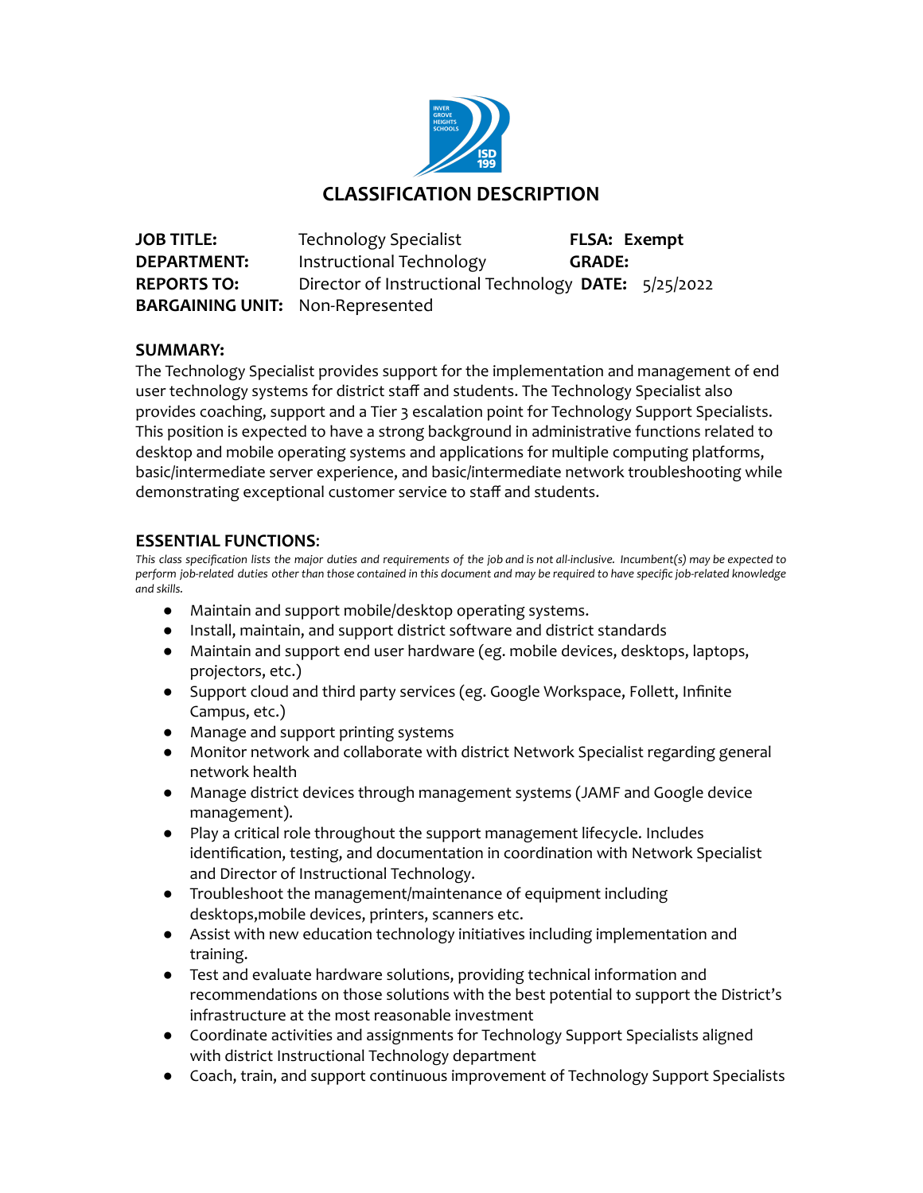# CLASSIFICATION DESCRIPTION

| | | | |
|---|---|---|---|
| **JOB TITLE:** | Technology Specialist | **FLSA:** | **Exempt** |
| **DEPARTMENT:** | Instructional Technology | **GRADE:** | |
| **REPORTS TO:** | Director of Instructional Technology | **DATE:** | 5/25/2022 |
| **BARGAINING UNIT:** | Non-Represented | | |

## SUMMARY:

The Technology Specialist provides support for the implementation and management of end user technology systems for district staff and students. The Technology Specialist also provides coaching, support and a Tier 3 escalation point for Technology Support Specialists. This position is expected to have a strong background in administrative functions related to desktop and mobile operating systems and applications for multiple computing platforms, basic/intermediate server experience, and basic/intermediate network troubleshooting while demonstrating exceptional customer service to staff and students.

## ESSENTIAL FUNCTIONS:

*This class specification lists the major duties and requirements of the job and is not all-inclusive. Incumbent(s) may be expected to perform job-related duties other than those contained in this document and may be required to have specific job-related knowledge and skills.*

- Maintain and support mobile/desktop operating systems.
- Install, maintain, and support district software and district standards
- Maintain and support end user hardware (eg. mobile devices, desktops, laptops, projectors, etc.)
- Support cloud and third party services (eg. Google Workspace, Follett, Infinite Campus, etc.)
- Manage and support printing systems
- Monitor network and collaborate with district Network Specialist regarding general network health
- Manage district devices through management systems (JAMF and Google device management).
- Play a critical role throughout the support management lifecycle. Includes identification, testing, and documentation in coordination with Network Specialist and Director of Instructional Technology.
- Troubleshoot the management/maintenance of equipment including desktops,mobile devices, printers, scanners etc.
- Assist with new education technology initiatives including implementation and training.
- Test and evaluate hardware solutions, providing technical information and recommendations on those solutions with the best potential to support the District's infrastructure at the most reasonable investment
- Coordinate activities and assignments for Technology Support Specialists aligned with district Instructional Technology department
- Coach, train, and support continuous improvement of Technology Support Specialists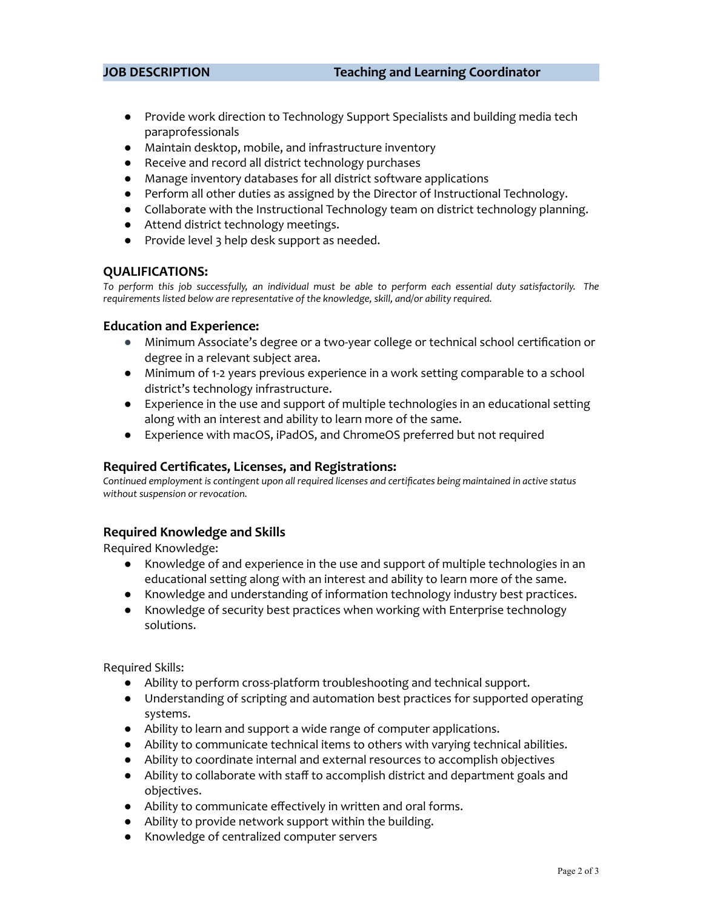**JOB DESCRIPTION** **Teaching and Learning Coordinator**

- Provide work direction to Technology Support Specialists and building media tech paraprofessionals
- Maintain desktop, mobile, and infrastructure inventory
- Receive and record all district technology purchases
- Manage inventory databases for all district software applications
- Perform all other duties as assigned by the Director of Instructional Technology.
- Collaborate with the Instructional Technology team on district technology planning.
- Attend district technology meetings.
- Provide level 3 help desk support as needed.

## QUALIFICATIONS:

*To perform this job successfully, an individual must be able to perform each essential duty satisfactorily. The requirements listed below are representative of the knowledge, skill, and/or ability required.*

### Education and Experience:

- Minimum Associate's degree or a two-year college or technical school certification or degree in a relevant subject area.
- Minimum of 1-2 years previous experience in a work setting comparable to a school district's technology infrastructure.
- Experience in the use and support of multiple technologies in an educational setting along with an interest and ability to learn more of the same.
- Experience with macOS, iPadOS, and ChromeOS preferred but not required

### Required Certificates, Licenses, and Registrations:

*Continued employment is contingent upon all required licenses and certificates being maintained in active status without suspension or revocation.*

### Required Knowledge and Skills

Required Knowledge:

- Knowledge of and experience in the use and support of multiple technologies in an educational setting along with an interest and ability to learn more of the same.
- Knowledge and understanding of information technology industry best practices.
- Knowledge of security best practices when working with Enterprise technology solutions.

Required Skills:

- Ability to perform cross-platform troubleshooting and technical support.
- Understanding of scripting and automation best practices for supported operating systems.
- Ability to learn and support a wide range of computer applications.
- Ability to communicate technical items to others with varying technical abilities.
- Ability to coordinate internal and external resources to accomplish objectives
- Ability to collaborate with staff to accomplish district and department goals and objectives.
- Ability to communicate effectively in written and oral forms.
- Ability to provide network support within the building.
- Knowledge of centralized computer servers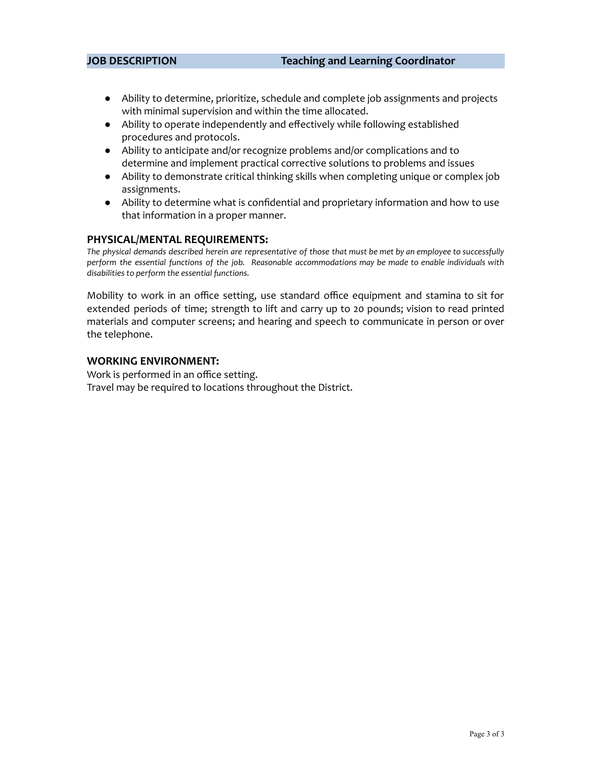- Ability to determine, prioritize, schedule and complete job assignments and projects with minimal supervision and within the time allocated.
- Ability to operate independently and effectively while following established procedures and protocols.
- Ability to anticipate and/or recognize problems and/or complications and to determine and implement practical corrective solutions to problems and issues
- Ability to demonstrate critical thinking skills when completing unique or complex job assignments.
- Ability to determine what is confidential and proprietary information and how to use that information in a proper manner.

## PHYSICAL/MENTAL REQUIREMENTS:

*The physical demands described herein are representative of those that must be met by an employee to successfully perform the essential functions of the job. Reasonable accommodations may be made to enable individuals with disabilities to perform the essential functions.*

Mobility to work in an office setting, use standard office equipment and stamina to sit for extended periods of time; strength to lift and carry up to 20 pounds; vision to read printed materials and computer screens; and hearing and speech to communicate in person or over the telephone.

## WORKING ENVIRONMENT:

Work is performed in an office setting.
Travel may be required to locations throughout the District.